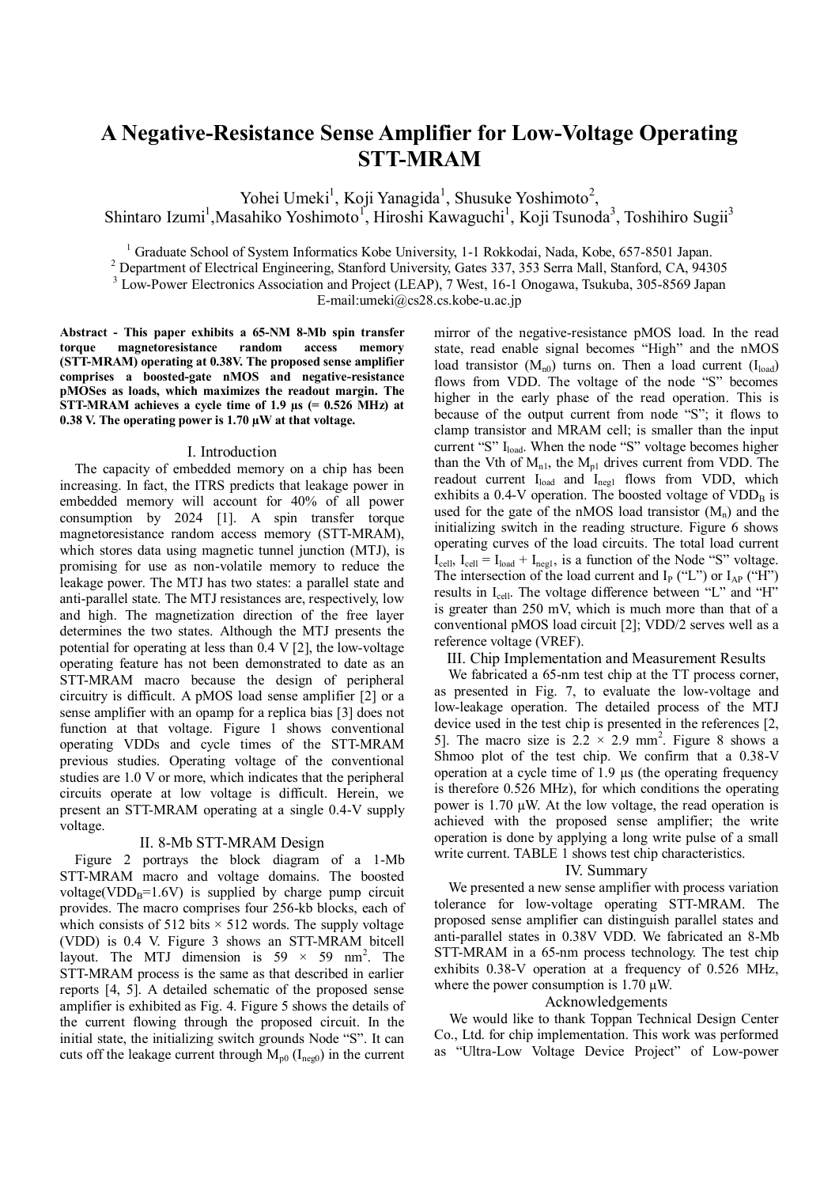# A Negative-Resistance Sense Amplifier for Low-Voltage Operating STT-MRAM

Yohei Umeki[1], Koji Yanagida[1], Shusuke Yoshimoto[2], Shintaro Izumi[1], Masahiko Yoshimoto[1], Hiroshi Kawaguchi[1], Koji Tsunoda[3], Toshihiro Sugii[3]

[1] Graduate School of System Informatics Kobe University, 1-1 Rokkodai, Nada, Kobe, 657-8501 Japan.
[2] Department of Electrical Engineering, Stanford University, Gates 337, 353 Serra Mall, Stanford, CA, 94305
[3] Low-Power Electronics Association and Project (LEAP), 7 West, 16-1 Onogawa, Tsukuba, 305-8569 Japan
E-mail:umeki@cs28.cs.kobe-u.ac.jp

**Abstract - This paper exhibits a 65-NM 8-Mb spin transfer torque magnetoresistance random access memory (STT-MRAM) operating at 0.38V. The proposed sense amplifier comprises a boosted-gate nMOS and negative-resistance pMOSes as loads, which maximizes the readout margin. The STT-MRAM achieves a cycle time of 1.9 µs (= 0.526 MHz) at 0.38 V. The operating power is 1.70 µW at that voltage.**

## I. Introduction

The capacity of embedded memory on a chip has been increasing. In fact, the ITRS predicts that leakage power in embedded memory will account for 40% of all power consumption by 2024 [1]. A spin transfer torque magnetoresistance random access memory (STT-MRAM), which stores data using magnetic tunnel junction (MTJ), is promising for use as non-volatile memory to reduce the leakage power. The MTJ has two states: a parallel state and anti-parallel state. The MTJ resistances are, respectively, low and high. The magnetization direction of the free layer determines the two states. Although the MTJ presents the potential for operating at less than 0.4 V [2], the low-voltage operating feature has not been demonstrated to date as an STT-MRAM macro because the design of peripheral circuitry is difficult. A pMOS load sense amplifier [2] or a sense amplifier with an opamp for a replica bias [3] does not function at that voltage. Figure 1 shows conventional operating VDDs and cycle times of the STT-MRAM previous studies. Operating voltage of the conventional studies are 1.0 V or more, which indicates that the peripheral circuits operate at low voltage is difficult. Herein, we present an STT-MRAM operating at a single 0.4-V supply voltage.

## II. 8-Mb STT-MRAM Design

Figure 2 portrays the block diagram of a 1-Mb STT-MRAM macro and voltage domains. The boosted voltage($VDD_B$=1.6V) is supplied by charge pump circuit provides. The macro comprises four 256-kb blocks, each of which consists of 512 bits × 512 words. The supply voltage (VDD) is 0.4 V. Figure 3 shows an STT-MRAM bitcell layout. The MTJ dimension is 59 × 59 nm$^2$. The STT-MRAM process is the same as that described in earlier reports [4, 5]. A detailed schematic of the proposed sense amplifier is exhibited as Fig. 4. Figure 5 shows the details of the current flowing through the proposed circuit. In the initial state, the initializing switch grounds Node "S". It can cuts off the leakage current through $M_{p0}$ ($I_{neg0}$) in the current mirror of the negative-resistance pMOS load. In the read state, read enable signal becomes "High" and the nMOS load transistor ($M_{n0}$) turns on. Then a load current ($I_{load}$) flows from VDD. The voltage of the node "S" becomes higher in the early phase of the read operation. This is because of the output current from node "S"; it flows to clamp transistor and MRAM cell; is smaller than the input current "S" $I_{load}$. When the node "S" voltage becomes higher than the Vth of $M_{n1}$, the $M_{p1}$ drives current from VDD. The readout current $I_{load}$ and $I_{neg1}$ flows from VDD, which exhibits a 0.4-V operation. The boosted voltage of $VDD_B$ is used for the gate of the nMOS load transistor ($M_n$) and the initializing switch in the reading structure. Figure 6 shows operating curves of the load circuits. The total load current $I_{cell}$, $I_{cell} = I_{load} + I_{neg1}$, is a function of the Node "S" voltage. The intersection of the load current and $I_P$ ("L") or $I_{AP}$ ("H") results in $I_{cell}$. The voltage difference between "L" and "H" is greater than 250 mV, which is much more than that of a conventional pMOS load circuit [2]; VDD/2 serves well as a reference voltage (VREF).

## III. Chip Implementation and Measurement Results

We fabricated a 65-nm test chip at the TT process corner, as presented in Fig. 7, to evaluate the low-voltage and low-leakage operation. The detailed process of the MTJ device used in the test chip is presented in the references [2, 5]. The macro size is 2.2 × 2.9 mm$^2$. Figure 8 shows a Shmoo plot of the test chip. We confirm that a 0.38-V operation at a cycle time of 1.9 µs (the operating frequency is therefore 0.526 MHz), for which conditions the operating power is 1.70 µW. At the low voltage, the read operation is achieved with the proposed sense amplifier; the write operation is done by applying a long write pulse of a small write current. TABLE 1 shows test chip characteristics.

## IV. Summary

We presented a new sense amplifier with process variation tolerance for low-voltage operating STT-MRAM. The proposed sense amplifier can distinguish parallel states and anti-parallel states in 0.38V VDD. We fabricated an 8-Mb STT-MRAM in a 65-nm process technology. The test chip exhibits 0.38-V operation at a frequency of 0.526 MHz, where the power consumption is 1.70 µW.

## Acknowledgements

We would like to thank Toppan Technical Design Center Co., Ltd. for chip implementation. This work was performed as "Ultra-Low Voltage Device Project" of Low-power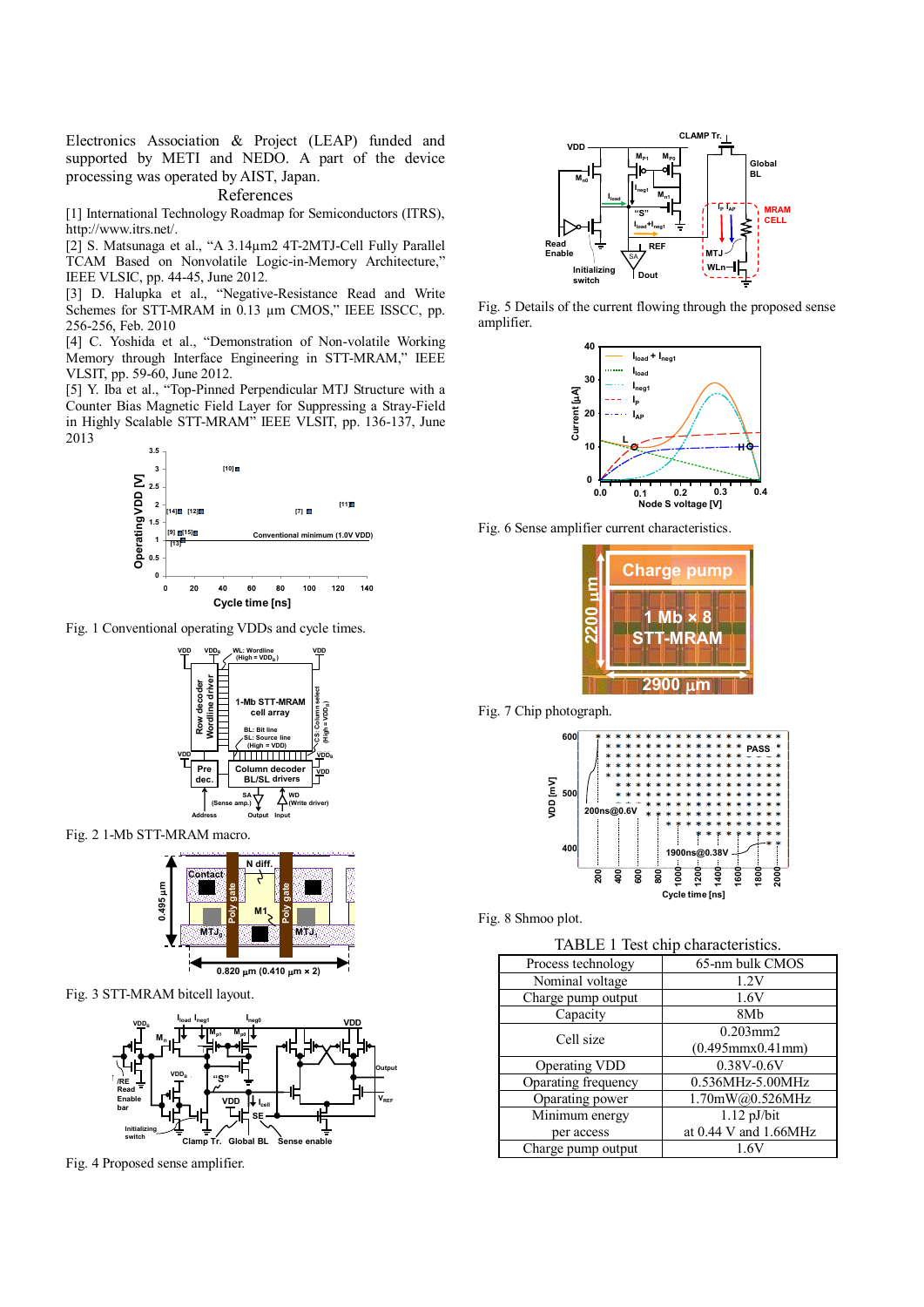Electronics Association & Project (LEAP) funded and supported by METI and NEDO. A part of the device processing was operated by AIST, Japan.

## References

[1] International Technology Roadmap for Semiconductors (ITRS), http://www.itrs.net/.

[2] S. Matsunaga et al., "A 3.14µm2 4T-2MTJ-Cell Fully Parallel TCAM Based on Nonvolatile Logic-in-Memory Architecture," IEEE VLSIC, pp. 44-45, June 2012.

[3] D. Halupka et al., "Negative-Resistance Read and Write Schemes for STT-MRAM in 0.13 µm CMOS," IEEE ISSCC, pp. 256-256, Feb. 2010

[4] C. Yoshida et al., "Demonstration of Non-volatile Working Memory through Interface Engineering in STT-MRAM," IEEE VLSIT, pp. 59-60, June 2012.

[5] Y. Iba et al., "Top-Pinned Perpendicular MTJ Structure with a Counter Bias Magnetic Field Layer for Suppressing a Stray-Field in Highly Scalable STT-MRAM" IEEE VLSI, pp. 136-137, June 2013

Fig. 1 Conventional operating VDDs and cycle times.

Fig. 2 1-Mb STT-MRAM macro.

Fig. 3 STT-MRAM bitcell layout.

Fig. 4 Proposed sense amplifier.

Fig. 5 Details of the current flowing through the proposed sense amplifier.

Fig. 6 Sense amplifier current characteristics.

Fig. 7 Chip photograph.

Fig. 8 Shmoo plot.

TABLE 1 Test chip characteristics.

| | |
|---|---|
| Process technology | 65-nm bulk CMOS |
| Nominal voltage | 1.2V |
| Charge pump output | 1.6V |
| Capacity | 8Mb |
| Cell size | 0.203mm2 (0.495mmx0.41mm) |
| Operating VDD | 0.38V-0.6V |
| Oparating frequency | 0.536MHz-5.00MHz |
| Oparating power | 1.70mW@0.526MHz |
| Minimum energy per access | 1.12 pJ/bit at 0.44 V and 1.66MHz |
| Charge pump output | 1.6V |